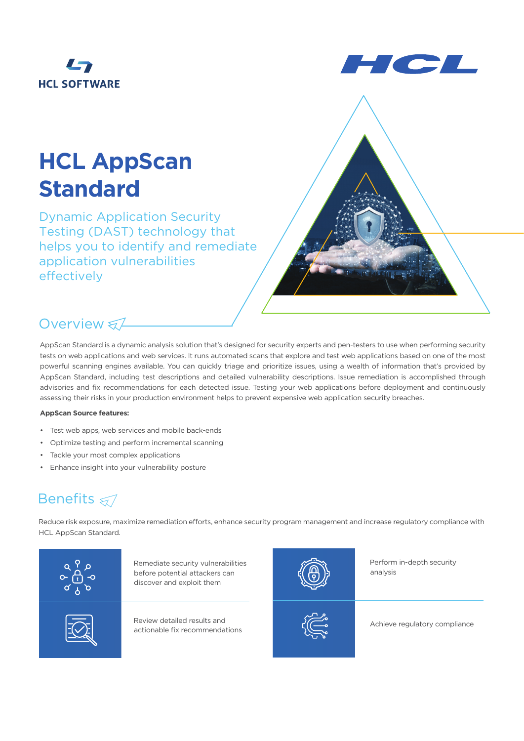HCL SOFTWARE

# HCL AppScan Standard

Dynamic Application Security Testing (DAST) technology that helps you to identify and remediate application vulnerabilities effectively

## Overview

AppScan Standard is a dynamic analysis solution that's designed for security experts and pen-testers to use when performing security tests on web applications and web services. It runs automated scans that explore and test web applications based on one of the most powerful scanning engines available. You can quickly triage and prioritize issues, using a wealth of information that's provided by AppScan Standard, including test descriptions and detailed vulnerability descriptions. Issue remediation is accomplished through advisories and fix recommendations for each detected issue. Testing your web applications before deployment and continuously assessing their risks in your production environment helps to prevent expensive web application security breaches.

**AppScan Source features:**

- Test web apps, web services and mobile back-ends
- Optimize testing and perform incremental scanning
- Tackle your most complex applications
- Enhance insight into your vulnerability posture

## Benefits

Reduce risk exposure, maximize remediation efforts, enhance security program management and increase regulatory compliance with HCL AppScan Standard.

- Remediate security vulnerabilities before potential attackers can discover and exploit them
- Review detailed results and actionable fix recommendations
- Perform in-depth security analysis
- Achieve regulatory compliance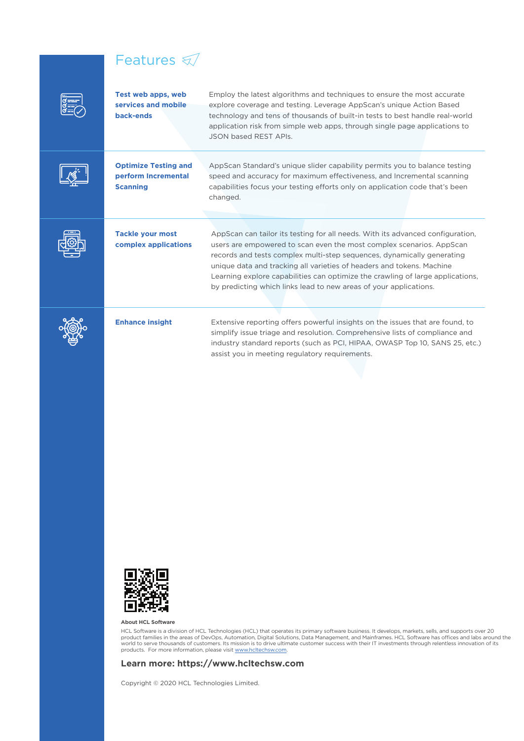## Features

| | |
|---|---|
| **Test web apps, web services and mobile back-ends** | Employ the latest algorithms and techniques to ensure the most accurate explore coverage and testing. Leverage AppScan's unique Action Based technology and tens of thousands of built-in tests to best handle real-world application risk from simple web apps, through single page applications to JSON based REST APIs. |
| **Optimize Testing and perform Incremental Scanning** | AppScan Standard's unique slider capability permits you to balance testing speed and accuracy for maximum effectiveness, and Incremental scanning capabilities focus your testing efforts only on application code that's been changed. |
| **Tackle your most complex applications** | AppScan can tailor its testing for all needs. With its advanced configuration, users are empowered to scan even the most complex scenarios. AppScan records and tests complex multi-step sequences, dynamically generating unique data and tracking all varieties of headers and tokens. Machine Learning explore capabilities can optimize the crawling of large applications, by predicting which links lead to new areas of your applications. |
| **Enhance insight** | Extensive reporting offers powerful insights on the issues that are found, to simplify issue triage and resolution. Comprehensive lists of compliance and industry standard reports (such as PCI, HIPAA, OWASP Top 10, SANS 25, etc.) assist you in meeting regulatory requirements. |

**About HCL Software**

HCL Software is a division of HCL Technologies (HCL) that operates its primary software business. It develops, markets, sells, and supports over 20 product families in the areas of DevOps, Automation, Digital Solutions, Data Management, and Mainframes. HCL Software has offices and labs around the world to serve thousands of customers. Its mission is to drive ultimate customer success with their IT investments through relentless innovation of its products. For more information, please visit www.hcltechsw.com.

**Learn more: https://www.hcltechsw.com**

Copyright © 2020 HCL Technologies Limited.